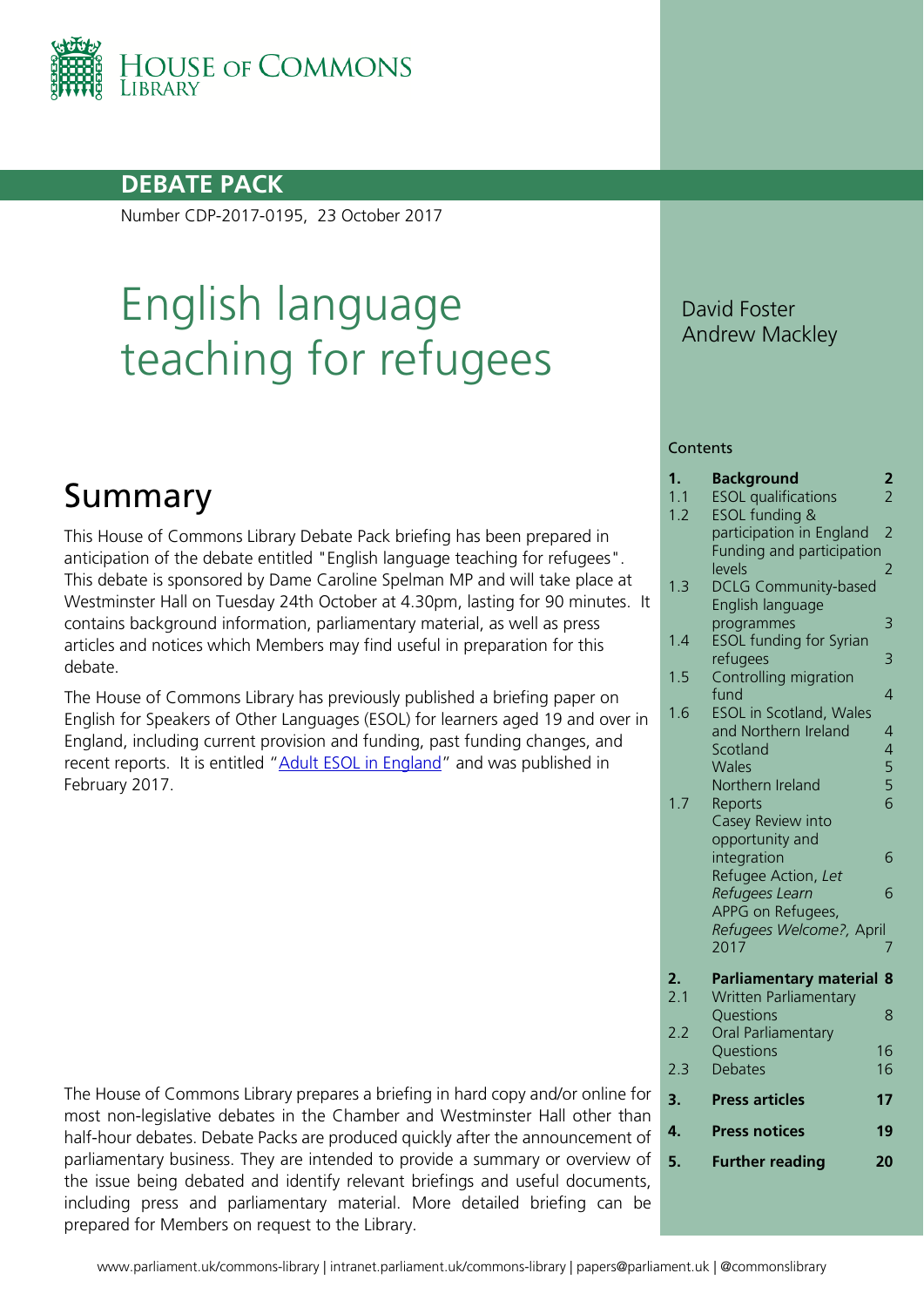HOUSE OF COMMONS LIBRARY

**DEBATE PACK**

Number CDP-2017-0195, 23 October 2017

# English language teaching for refugees

David Foster
Andrew Mackley

## Summary

This House of Commons Library Debate Pack briefing has been prepared in anticipation of the debate entitled "English language teaching for refugees". This debate is sponsored by Dame Caroline Spelman MP and will take place at Westminster Hall on Tuesday 24th October at 4.30pm, lasting for 90 minutes. It contains background information, parliamentary material, as well as press articles and notices which Members may find useful in preparation for this debate.

The House of Commons Library has previously published a briefing paper on English for Speakers of Other Languages (ESOL) for learners aged 19 and over in England, including current provision and funding, past funding changes, and recent reports. It is entitled "[Adult ESOL in England]" and was published in February 2017.

The House of Commons Library prepares a briefing in hard copy and/or online for most non-legislative debates in the Chamber and Westminster Hall other than half-hour debates. Debate Packs are produced quickly after the announcement of parliamentary business. They are intended to provide a summary or overview of the issue being debated and identify relevant briefings and useful documents, including press and parliamentary material. More detailed briefing can be prepared for Members on request to the Library.

### Contents

| | | |
|---|---|---|
| **1.** | **Background** | **2** |
| 1.1 | ESOL qualifications | 2 |
| 1.2 | ESOL funding & participation in England | 2 |
| | Funding and participation levels | 2 |
| 1.3 | DCLG Community-based English language programmes | 3 |
| 1.4 | ESOL funding for Syrian refugees | 3 |
| 1.5 | Controlling migration fund | 4 |
| 1.6 | ESOL in Scotland, Wales and Northern Ireland | 4 |
| | Scotland | 4 |
| | Wales | 5 |
| | Northern Ireland | 5 |
| 1.7 | Reports | 6 |
| | Casey Review into opportunity and integration | 6 |
| | Refugee Action, *Let Refugees Learn* | 6 |
| | APPG on Refugees, *Refugees Welcome?*, April 2017 | 7 |
| **2.** | **Parliamentary material** | **8** |
| 2.1 | Written Parliamentary Questions | 8 |
| 2.2 | Oral Parliamentary Questions | 16 |
| 2.3 | Debates | 16 |
| **3.** | **Press articles** | **17** |
| **4.** | **Press notices** | **19** |
| **5.** | **Further reading** | **20** |

www.parliament.uk/commons-library | intranet.parliament.uk/commons-library | papers@parliament.uk | @commonslibrary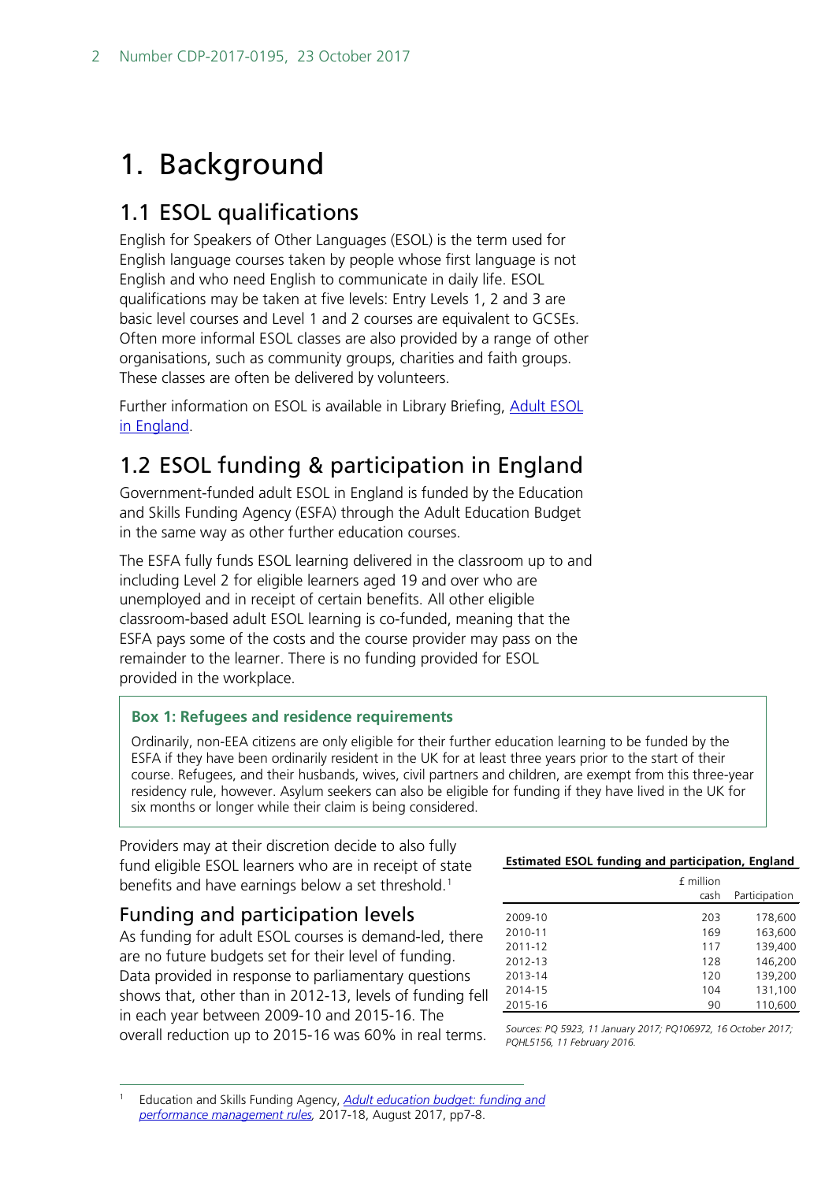# 1. Background

## 1.1 ESOL qualifications

English for Speakers of Other Languages (ESOL) is the term used for English language courses taken by people whose first language is not English and who need English to communicate in daily life. ESOL qualifications may be taken at five levels: Entry Levels 1, 2 and 3 are basic level courses and Level 1 and 2 courses are equivalent to GCSEs. Often more informal ESOL classes are also provided by a range of other organisations, such as community groups, charities and faith groups. These classes are often be delivered by volunteers.

Further information on ESOL is available in Library Briefing, Adult ESOL in England.

## 1.2 ESOL funding & participation in England

Government-funded adult ESOL in England is funded by the Education and Skills Funding Agency (ESFA) through the Adult Education Budget in the same way as other further education courses.

The ESFA fully funds ESOL learning delivered in the classroom up to and including Level 2 for eligible learners aged 19 and over who are unemployed and in receipt of certain benefits. All other eligible classroom-based adult ESOL learning is co-funded, meaning that the ESFA pays some of the costs and the course provider may pass on the remainder to the learner. There is no funding provided for ESOL provided in the workplace.

> **Box 1: Refugees and residence requirements**
>
> Ordinarily, non-EEA citizens are only eligible for their further education learning to be funded by the ESFA if they have been ordinarily resident in the UK for at least three years prior to the start of their course. Refugees, and their husbands, wives, civil partners and children, are exempt from this three-year residency rule, however. Asylum seekers can also be eligible for funding if they have lived in the UK for six months or longer while their claim is being considered.

Providers may at their discretion decide to also fully fund eligible ESOL learners who are in receipt of state benefits and have earnings below a set threshold.[1]

### Funding and participation levels

As funding for adult ESOL courses is demand-led, there are no future budgets set for their level of funding. Data provided in response to parliamentary questions shows that, other than in 2012-13, levels of funding fell in each year between 2009-10 and 2015-16. The overall reduction up to 2015-16 was 60% in real terms.

**Estimated ESOL funding and participation, England**

| | £ million cash | Participation |
|---|---|---|
| 2009-10 | 203 | 178,600 |
| 2010-11 | 169 | 163,600 |
| 2011-12 | 117 | 139,400 |
| 2012-13 | 128 | 146,200 |
| 2013-14 | 120 | 139,200 |
| 2014-15 | 104 | 131,100 |
| 2015-16 | 90 | 110,600 |

*Sources: PQ 5923, 11 January 2017; PQ106972, 16 October 2017; PQHL5156, 11 February 2016.*

---

[1] Education and Skills Funding Agency, *Adult education budget: funding and performance management rules*, 2017-18, August 2017, pp7-8.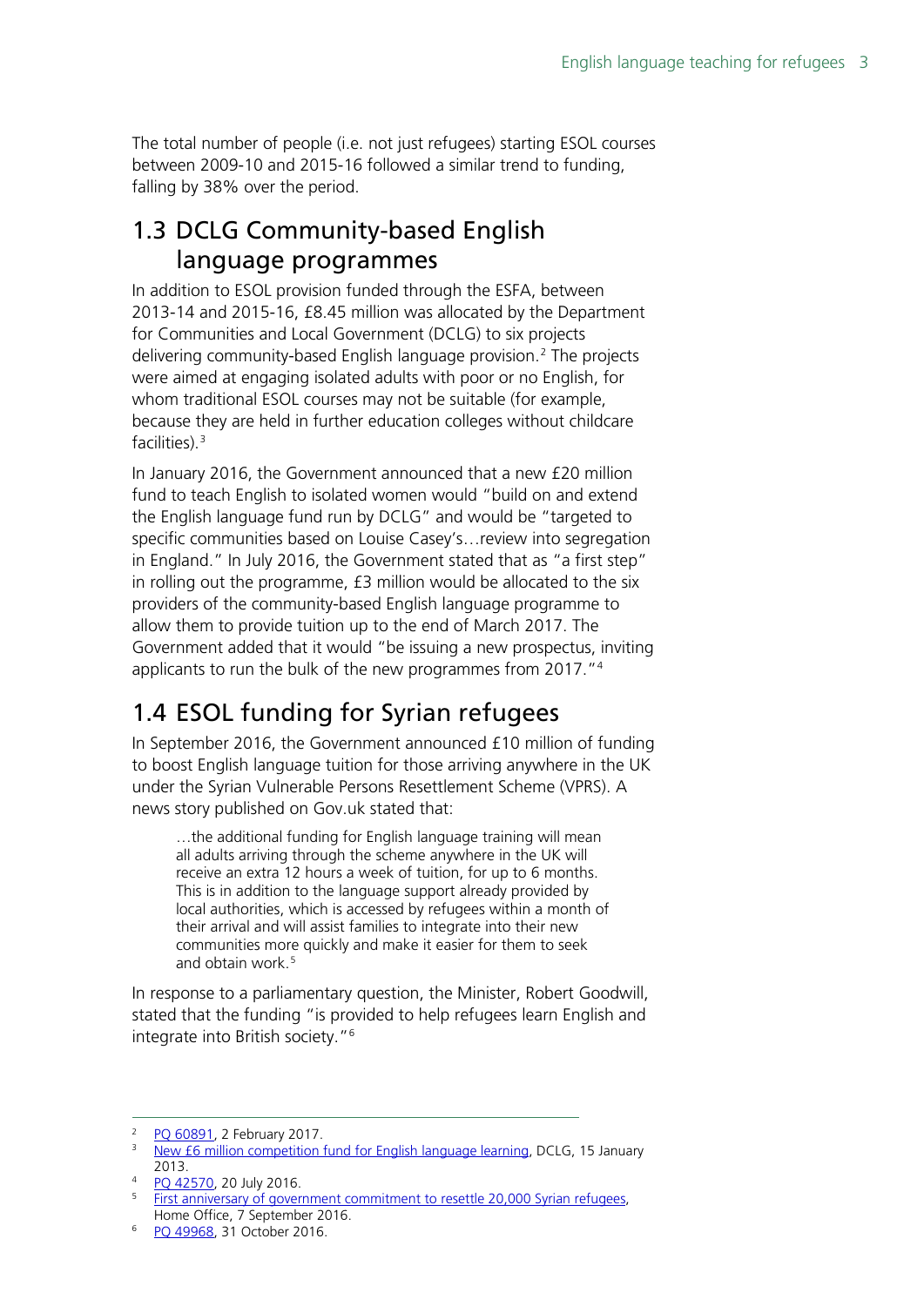The total number of people (i.e. not just refugees) starting ESOL courses between 2009-10 and 2015-16 followed a similar trend to funding, falling by 38% over the period.

## 1.3 DCLG Community-based English language programmes

In addition to ESOL provision funded through the ESFA, between 2013-14 and 2015-16, £8.45 million was allocated by the Department for Communities and Local Government (DCLG) to six projects delivering community-based English language provision.[2] The projects were aimed at engaging isolated adults with poor or no English, for whom traditional ESOL courses may not be suitable (for example, because they are held in further education colleges without childcare facilities).[3]

In January 2016, the Government announced that a new £20 million fund to teach English to isolated women would "build on and extend the English language fund run by DCLG" and would be "targeted to specific communities based on Louise Casey's…review into segregation in England." In July 2016, the Government stated that as "a first step" in rolling out the programme, £3 million would be allocated to the six providers of the community-based English language programme to allow them to provide tuition up to the end of March 2017. The Government added that it would "be issuing a new prospectus, inviting applicants to run the bulk of the new programmes from 2017."[4]

## 1.4 ESOL funding for Syrian refugees

In September 2016, the Government announced £10 million of funding to boost English language tuition for those arriving anywhere in the UK under the Syrian Vulnerable Persons Resettlement Scheme (VPRS). A news story published on Gov.uk stated that:

> …the additional funding for English language training will mean all adults arriving through the scheme anywhere in the UK will receive an extra 12 hours a week of tuition, for up to 6 months. This is in addition to the language support already provided by local authorities, which is accessed by refugees within a month of their arrival and will assist families to integrate into their new communities more quickly and make it easier for them to seek and obtain work.[5]

In response to a parliamentary question, the Minister, Robert Goodwill, stated that the funding "is provided to help refugees learn English and integrate into British society."[6]

---

[2] PQ 60891, 2 February 2017.

[3] New £6 million competition fund for English language learning, DCLG, 15 January 2013.

[4] PQ 42570, 20 July 2016.

[5] First anniversary of government commitment to resettle 20,000 Syrian refugees, Home Office, 7 September 2016.

[6] PQ 49968, 31 October 2016.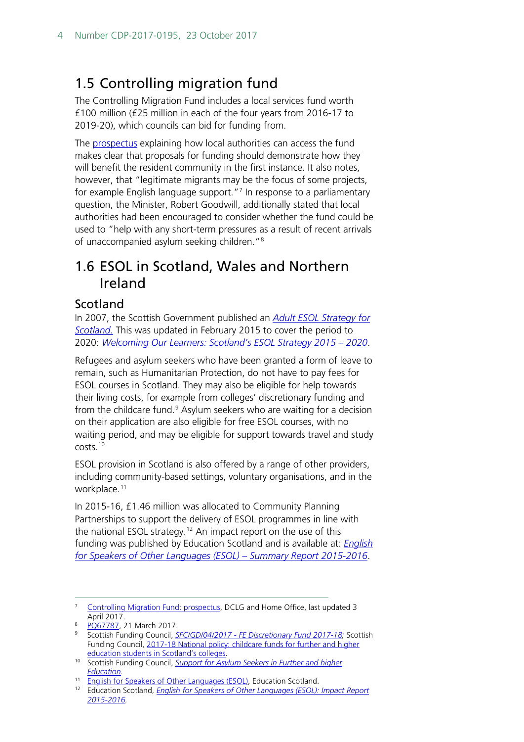## 1.5 Controlling migration fund

The Controlling Migration Fund includes a local services fund worth £100 million (£25 million in each of the four years from 2016-17 to 2019-20), which councils can bid for funding from.

The prospectus explaining how local authorities can access the fund makes clear that proposals for funding should demonstrate how they will benefit the resident community in the first instance. It also notes, however, that "legitimate migrants may be the focus of some projects, for example English language support."[7] In response to a parliamentary question, the Minister, Robert Goodwill, additionally stated that local authorities had been encouraged to consider whether the fund could be used to "help with any short-term pressures as a result of recent arrivals of unaccompanied asylum seeking children."[8]

## 1.6 ESOL in Scotland, Wales and Northern Ireland

### Scotland

In 2007, the Scottish Government published an *Adult ESOL Strategy for Scotland.* This was updated in February 2015 to cover the period to 2020: *Welcoming Our Learners: Scotland's ESOL Strategy 2015 – 2020*.

Refugees and asylum seekers who have been granted a form of leave to remain, such as Humanitarian Protection, do not have to pay fees for ESOL courses in Scotland. They may also be eligible for help towards their living costs, for example from colleges' discretionary funding and from the childcare fund.[9] Asylum seekers who are waiting for a decision on their application are also eligible for free ESOL courses, with no waiting period, and may be eligible for support towards travel and study costs.[10]

ESOL provision in Scotland is also offered by a range of other providers, including community-based settings, voluntary organisations, and in the workplace.[11]

In 2015-16, £1.46 million was allocated to Community Planning Partnerships to support the delivery of ESOL programmes in line with the national ESOL strategy.[12] An impact report on the use of this funding was published by Education Scotland and is available at: *English for Speakers of Other Languages (ESOL) – Summary Report 2015-2016*.

---

[7] Controlling Migration Fund: prospectus, DCLG and Home Office, last updated 3 April 2017.

[8] PQ67787, 21 March 2017.

[9] Scottish Funding Council, *SFC/GD/04/2017 - FE Discretionary Fund 2017-18;* Scottish Funding Council, 2017-18 National policy: childcare funds for further and higher education students in Scotland's colleges.

[10] Scottish Funding Council, *Support for Asylum Seekers in Further and higher Education.*

[11] English for Speakers of Other Languages (ESOL), Education Scotland.

[12] Education Scotland, *English for Speakers of Other Languages (ESOL): Impact Report 2015-2016.*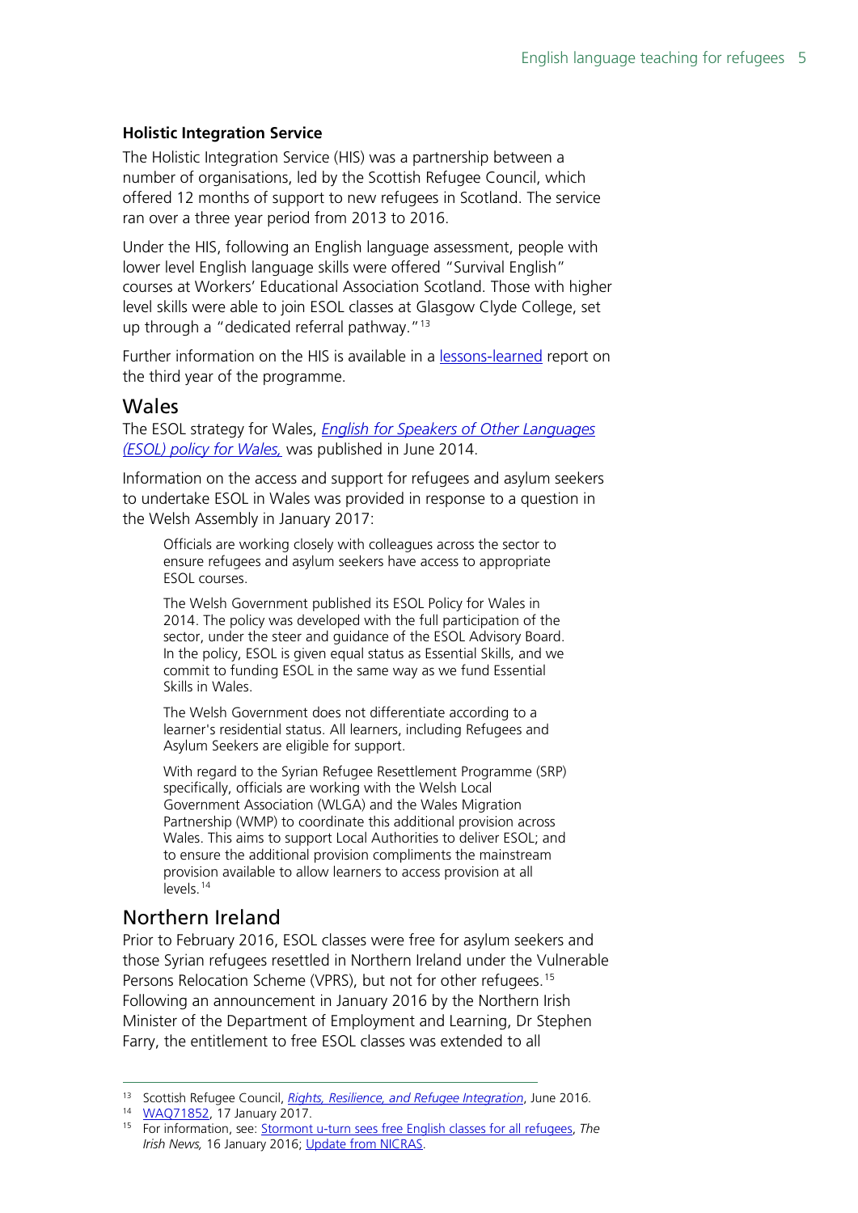### Holistic Integration Service

The Holistic Integration Service (HIS) was a partnership between a number of organisations, led by the Scottish Refugee Council, which offered 12 months of support to new refugees in Scotland. The service ran over a three year period from 2013 to 2016.

Under the HIS, following an English language assessment, people with lower level English language skills were offered "Survival English" courses at Workers' Educational Association Scotland. Those with higher level skills were able to join ESOL classes at Glasgow Clyde College, set up through a "dedicated referral pathway."[13]

Further information on the HIS is available in a lessons-learned report on the third year of the programme.

## Wales

The ESOL strategy for Wales, *English for Speakers of Other Languages (ESOL) policy for Wales,* was published in June 2014.

Information on the access and support for refugees and asylum seekers to undertake ESOL in Wales was provided in response to a question in the Welsh Assembly in January 2017:

> Officials are working closely with colleagues across the sector to ensure refugees and asylum seekers have access to appropriate ESOL courses.
>
> The Welsh Government published its ESOL Policy for Wales in 2014. The policy was developed with the full participation of the sector, under the steer and guidance of the ESOL Advisory Board. In the policy, ESOL is given equal status as Essential Skills, and we commit to funding ESOL in the same way as we fund Essential Skills in Wales.
>
> The Welsh Government does not differentiate according to a learner's residential status. All learners, including Refugees and Asylum Seekers are eligible for support.
>
> With regard to the Syrian Refugee Resettlement Programme (SRP) specifically, officials are working with the Welsh Local Government Association (WLGA) and the Wales Migration Partnership (WMP) to coordinate this additional provision across Wales. This aims to support Local Authorities to deliver ESOL; and to ensure the additional provision compliments the mainstream provision available to allow learners to access provision at all levels.[14]

## Northern Ireland

Prior to February 2016, ESOL classes were free for asylum seekers and those Syrian refugees resettled in Northern Ireland under the Vulnerable Persons Relocation Scheme (VPRS), but not for other refugees.[15] Following an announcement in January 2016 by the Northern Irish Minister of the Department of Employment and Learning, Dr Stephen Farry, the entitlement to free ESOL classes was extended to all

---

[13] Scottish Refugee Council, *Rights, Resilience, and Refugee Integration*, June 2016.

[14] WAQ71852, 17 January 2017.

[15] For information, see: Stormont u-turn sees free English classes for all refugees, *The Irish News,* 16 January 2016; Update from NICRAS.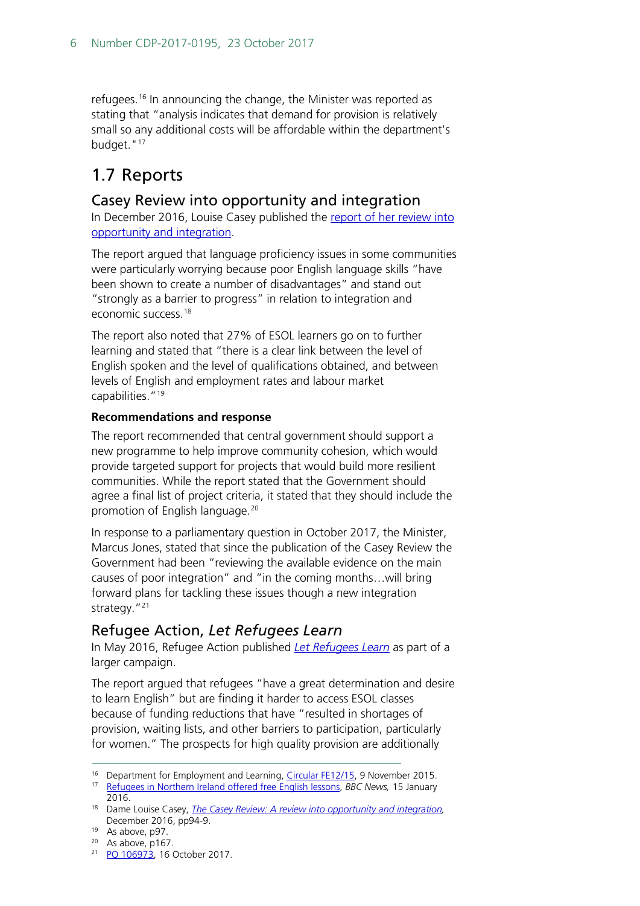refugees.[16] In announcing the change, the Minister was reported as stating that "analysis indicates that demand for provision is relatively small so any additional costs will be affordable within the department's budget."[17]

## 1.7 Reports

### Casey Review into opportunity and integration

In December 2016, Louise Casey published the report of her review into opportunity and integration.

The report argued that language proficiency issues in some communities were particularly worrying because poor English language skills "have been shown to create a number of disadvantages" and stand out "strongly as a barrier to progress" in relation to integration and economic success.[18]

The report also noted that 27% of ESOL learners go on to further learning and stated that "there is a clear link between the level of English spoken and the level of qualifications obtained, and between levels of English and employment rates and labour market capabilities."[19]

**Recommendations and response**

The report recommended that central government should support a new programme to help improve community cohesion, which would provide targeted support for projects that would build more resilient communities. While the report stated that the Government should agree a final list of project criteria, it stated that they should include the promotion of English language.[20]

In response to a parliamentary question in October 2017, the Minister, Marcus Jones, stated that since the publication of the Casey Review the Government had been "reviewing the available evidence on the main causes of poor integration" and "in the coming months…will bring forward plans for tackling these issues though a new integration strategy."[21]

### Refugee Action, *Let Refugees Learn*

In May 2016, Refugee Action published *Let Refugees Learn* as part of a larger campaign.

The report argued that refugees "have a great determination and desire to learn English" but are finding it harder to access ESOL classes because of funding reductions that have "resulted in shortages of provision, waiting lists, and other barriers to participation, particularly for women." The prospects for high quality provision are additionally

---

[16] Department for Employment and Learning, Circular FE12/15, 9 November 2015.

[17] Refugees in Northern Ireland offered free English lessons, *BBC News,* 15 January 2016.

[18] Dame Louise Casey, *The Casey Review: A review into opportunity and integration,* December 2016, pp94-9.

[19] As above, p97.

[20] As above, p167.

[21] PQ 106973, 16 October 2017.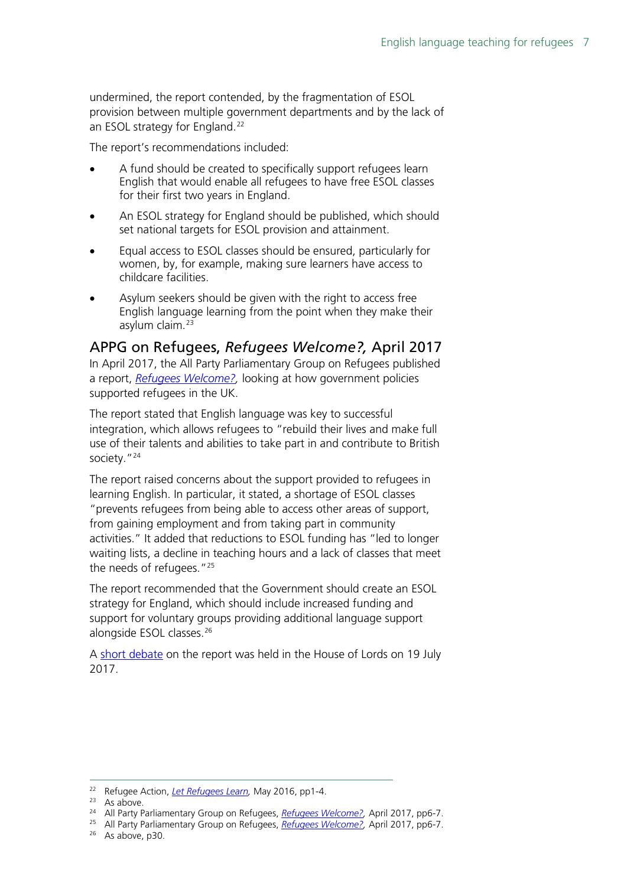undermined, the report contended, by the fragmentation of ESOL provision between multiple government departments and by the lack of an ESOL strategy for England.[22]

The report's recommendations included:

- A fund should be created to specifically support refugees learn English that would enable all refugees to have free ESOL classes for their first two years in England.
- An ESOL strategy for England should be published, which should set national targets for ESOL provision and attainment.
- Equal access to ESOL classes should be ensured, particularly for women, by, for example, making sure learners have access to childcare facilities.
- Asylum seekers should be given with the right to access free English language learning from the point when they make their asylum claim.[23]

## APPG on Refugees, *Refugees Welcome?,* April 2017

In April 2017, the All Party Parliamentary Group on Refugees published a report, *Refugees Welcome?,* looking at how government policies supported refugees in the UK.

The report stated that English language was key to successful integration, which allows refugees to "rebuild their lives and make full use of their talents and abilities to take part in and contribute to British society."[24]

The report raised concerns about the support provided to refugees in learning English. In particular, it stated, a shortage of ESOL classes "prevents refugees from being able to access other areas of support, from gaining employment and from taking part in community activities." It added that reductions to ESOL funding has "led to longer waiting lists, a decline in teaching hours and a lack of classes that meet the needs of refugees."[25]

The report recommended that the Government should create an ESOL strategy for England, which should include increased funding and support for voluntary groups providing additional language support alongside ESOL classes.[26]

A short debate on the report was held in the House of Lords on 19 July 2017.

---

[22] Refugee Action, *Let Refugees Learn,* May 2016, pp1-4.
[23] As above.
[24] All Party Parliamentary Group on Refugees, *Refugees Welcome?,* April 2017, pp6-7.
[25] All Party Parliamentary Group on Refugees, *Refugees Welcome?,* April 2017, pp6-7.
[26] As above, p30.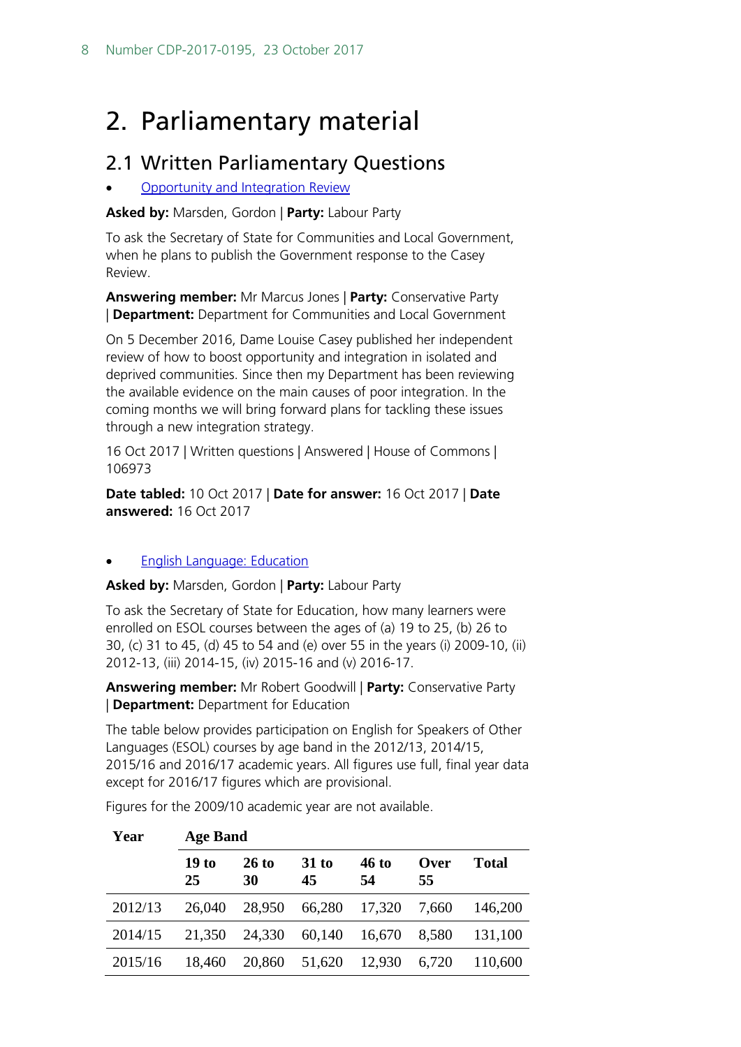# 2. Parliamentary material

## 2.1 Written Parliamentary Questions

- Opportunity and Integration Review

**Asked by:** Marsden, Gordon | **Party:** Labour Party

To ask the Secretary of State for Communities and Local Government, when he plans to publish the Government response to the Casey Review.

**Answering member:** Mr Marcus Jones | **Party:** Conservative Party | **Department:** Department for Communities and Local Government

On 5 December 2016, Dame Louise Casey published her independent review of how to boost opportunity and integration in isolated and deprived communities. Since then my Department has been reviewing the available evidence on the main causes of poor integration. In the coming months we will bring forward plans for tackling these issues through a new integration strategy.

16 Oct 2017 | Written questions | Answered | House of Commons | 106973

**Date tabled:** 10 Oct 2017 | **Date for answer:** 16 Oct 2017 | **Date answered:** 16 Oct 2017

- English Language: Education

**Asked by:** Marsden, Gordon | **Party:** Labour Party

To ask the Secretary of State for Education, how many learners were enrolled on ESOL courses between the ages of (a) 19 to 25, (b) 26 to 30, (c) 31 to 45, (d) 45 to 54 and (e) over 55 in the years (i) 2009-10, (ii) 2012-13, (iii) 2014-15, (iv) 2015-16 and (v) 2016-17.

**Answering member:** Mr Robert Goodwill | **Party:** Conservative Party | **Department:** Department for Education

The table below provides participation on English for Speakers of Other Languages (ESOL) courses by age band in the 2012/13, 2014/15, 2015/16 and 2016/17 academic years. All figures use full, final year data except for 2016/17 figures which are provisional.

Figures for the 2009/10 academic year are not available.

| Year | Age Band | | | | | |
|---|---|---|---|---|---|---|
| | 19 to 25 | 26 to 30 | 31 to 45 | 46 to 54 | Over 55 | Total |
| 2012/13 | 26,040 | 28,950 | 66,280 | 17,320 | 7,660 | 146,200 |
| 2014/15 | 21,350 | 24,330 | 60,140 | 16,670 | 8,580 | 131,100 |
| 2015/16 | 18,460 | 20,860 | 51,620 | 12,930 | 6,720 | 110,600 |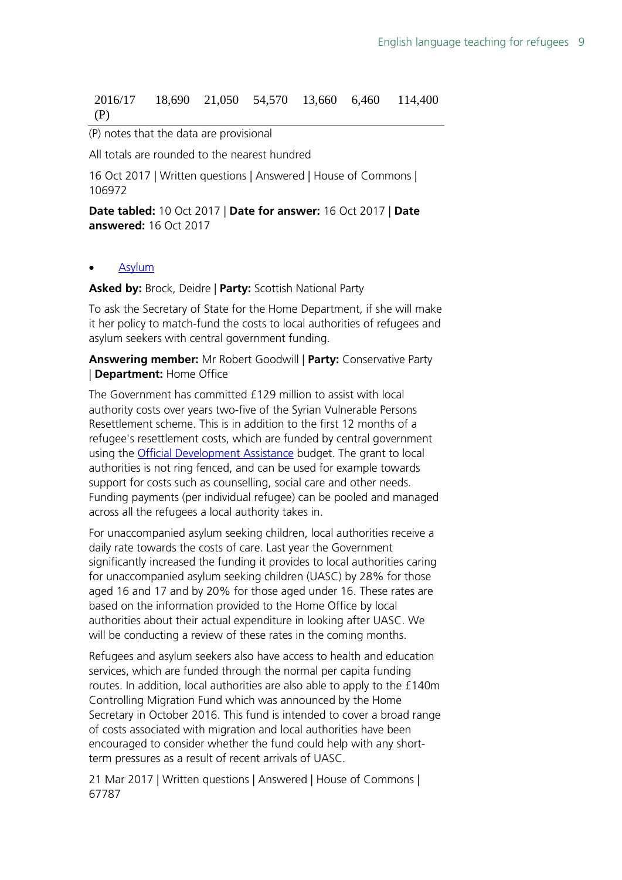| | | | | | | |
|---|---|---|---|---|---|---|
| 2016/17 (P) | 18,690 | 21,050 | 54,570 | 13,660 | 6,460 | 114,400 |

(P) notes that the data are provisional

All totals are rounded to the nearest hundred

16 Oct 2017 | Written questions | Answered | House of Commons | 106972

**Date tabled:** 10 Oct 2017 | **Date for answer:** 16 Oct 2017 | **Date answered:** 16 Oct 2017

- Asylum

**Asked by:** Brock, Deidre | **Party:** Scottish National Party

To ask the Secretary of State for the Home Department, if she will make it her policy to match-fund the costs to local authorities of refugees and asylum seekers with central government funding.

**Answering member:** Mr Robert Goodwill | **Party:** Conservative Party | **Department:** Home Office

The Government has committed £129 million to assist with local authority costs over years two-five of the Syrian Vulnerable Persons Resettlement scheme. This is in addition to the first 12 months of a refugee's resettlement costs, which are funded by central government using the Official Development Assistance budget. The grant to local authorities is not ring fenced, and can be used for example towards support for costs such as counselling, social care and other needs. Funding payments (per individual refugee) can be pooled and managed across all the refugees a local authority takes in.

For unaccompanied asylum seeking children, local authorities receive a daily rate towards the costs of care. Last year the Government significantly increased the funding it provides to local authorities caring for unaccompanied asylum seeking children (UASC) by 28% for those aged 16 and 17 and by 20% for those aged under 16. These rates are based on the information provided to the Home Office by local authorities about their actual expenditure in looking after UASC. We will be conducting a review of these rates in the coming months.

Refugees and asylum seekers also have access to health and education services, which are funded through the normal per capita funding routes. In addition, local authorities are also able to apply to the £140m Controlling Migration Fund which was announced by the Home Secretary in October 2016. This fund is intended to cover a broad range of costs associated with migration and local authorities have been encouraged to consider whether the fund could help with any short-term pressures as a result of recent arrivals of UASC.

21 Mar 2017 | Written questions | Answered | House of Commons | 67787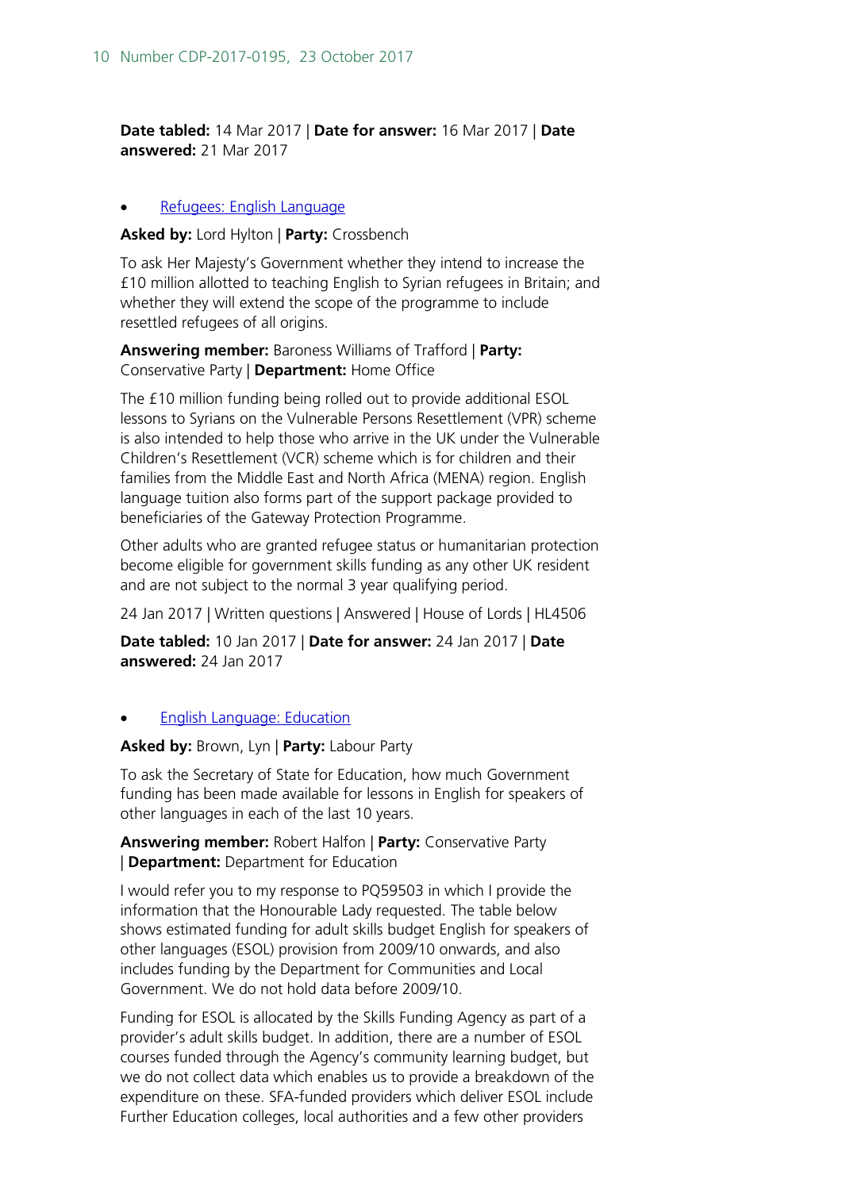**Date tabled:** 14 Mar 2017 | **Date for answer:** 16 Mar 2017 | **Date answered:** 21 Mar 2017

- Refugees: English Language

**Asked by:** Lord Hylton | **Party:** Crossbench

To ask Her Majesty's Government whether they intend to increase the £10 million allotted to teaching English to Syrian refugees in Britain; and whether they will extend the scope of the programme to include resettled refugees of all origins.

**Answering member:** Baroness Williams of Trafford | **Party:** Conservative Party | **Department:** Home Office

The £10 million funding being rolled out to provide additional ESOL lessons to Syrians on the Vulnerable Persons Resettlement (VPR) scheme is also intended to help those who arrive in the UK under the Vulnerable Children's Resettlement (VCR) scheme which is for children and their families from the Middle East and North Africa (MENA) region. English language tuition also forms part of the support package provided to beneficiaries of the Gateway Protection Programme.

Other adults who are granted refugee status or humanitarian protection become eligible for government skills funding as any other UK resident and are not subject to the normal 3 year qualifying period.

24 Jan 2017 | Written questions | Answered | House of Lords | HL4506

**Date tabled:** 10 Jan 2017 | **Date for answer:** 24 Jan 2017 | **Date answered:** 24 Jan 2017

- English Language: Education

**Asked by:** Brown, Lyn | **Party:** Labour Party

To ask the Secretary of State for Education, how much Government funding has been made available for lessons in English for speakers of other languages in each of the last 10 years.

**Answering member:** Robert Halfon | **Party:** Conservative Party | **Department:** Department for Education

I would refer you to my response to PQ59503 in which I provide the information that the Honourable Lady requested. The table below shows estimated funding for adult skills budget English for speakers of other languages (ESOL) provision from 2009/10 onwards, and also includes funding by the Department for Communities and Local Government. We do not hold data before 2009/10.

Funding for ESOL is allocated by the Skills Funding Agency as part of a provider's adult skills budget. In addition, there are a number of ESOL courses funded through the Agency's community learning budget, but we do not collect data which enables us to provide a breakdown of the expenditure on these. SFA-funded providers which deliver ESOL include Further Education colleges, local authorities and a few other providers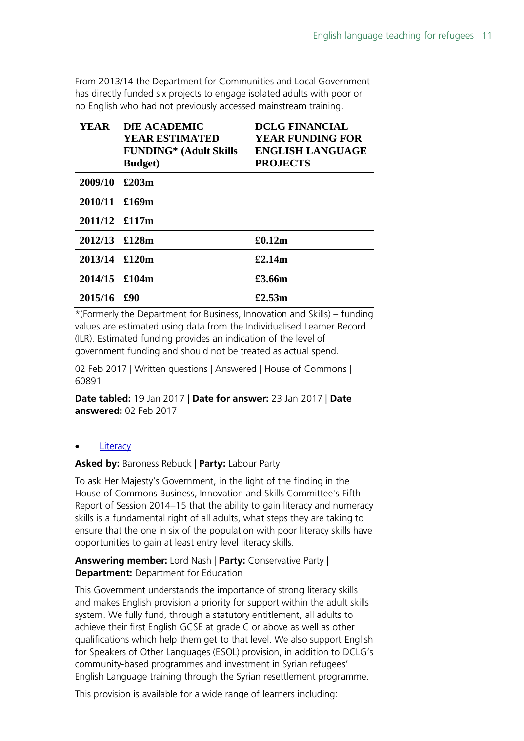From 2013/14 the Department for Communities and Local Government has directly funded six projects to engage isolated adults with poor or no English who had not previously accessed mainstream training.

| YEAR | DfE ACADEMIC YEAR ESTIMATED FUNDING* (Adult Skills Budget) | DCLG FINANCIAL YEAR FUNDING FOR ENGLISH LANGUAGE PROJECTS |
|---|---|---|
| 2009/10 | £203m | |
| 2010/11 | £169m | |
| 2011/12 | £117m | |
| 2012/13 | £128m | £0.12m |
| 2013/14 | £120m | £2.14m |
| 2014/15 | £104m | £3.66m |
| 2015/16 | £90 | £2.53m |

*(Formerly the Department for Business, Innovation and Skills) – funding values are estimated using data from the Individualised Learner Record (ILR). Estimated funding provides an indication of the level of government funding and should not be treated as actual spend.

02 Feb 2017 | Written questions | Answered | House of Commons | 60891

**Date tabled:** 19 Jan 2017 | **Date for answer:** 23 Jan 2017 | **Date answered:** 02 Feb 2017

- Literacy

**Asked by:** Baroness Rebuck | **Party:** Labour Party

To ask Her Majesty's Government, in the light of the finding in the House of Commons Business, Innovation and Skills Committee's Fifth Report of Session 2014–15 that the ability to gain literacy and numeracy skills is a fundamental right of all adults, what steps they are taking to ensure that the one in six of the population with poor literacy skills have opportunities to gain at least entry level literacy skills.

**Answering member:** Lord Nash | **Party:** Conservative Party | **Department:** Department for Education

This Government understands the importance of strong literacy skills and makes English provision a priority for support within the adult skills system. We fully fund, through a statutory entitlement, all adults to achieve their first English GCSE at grade C or above as well as other qualifications which help them get to that level. We also support English for Speakers of Other Languages (ESOL) provision, in addition to DCLG's community-based programmes and investment in Syrian refugees' English Language training through the Syrian resettlement programme.

This provision is available for a wide range of learners including: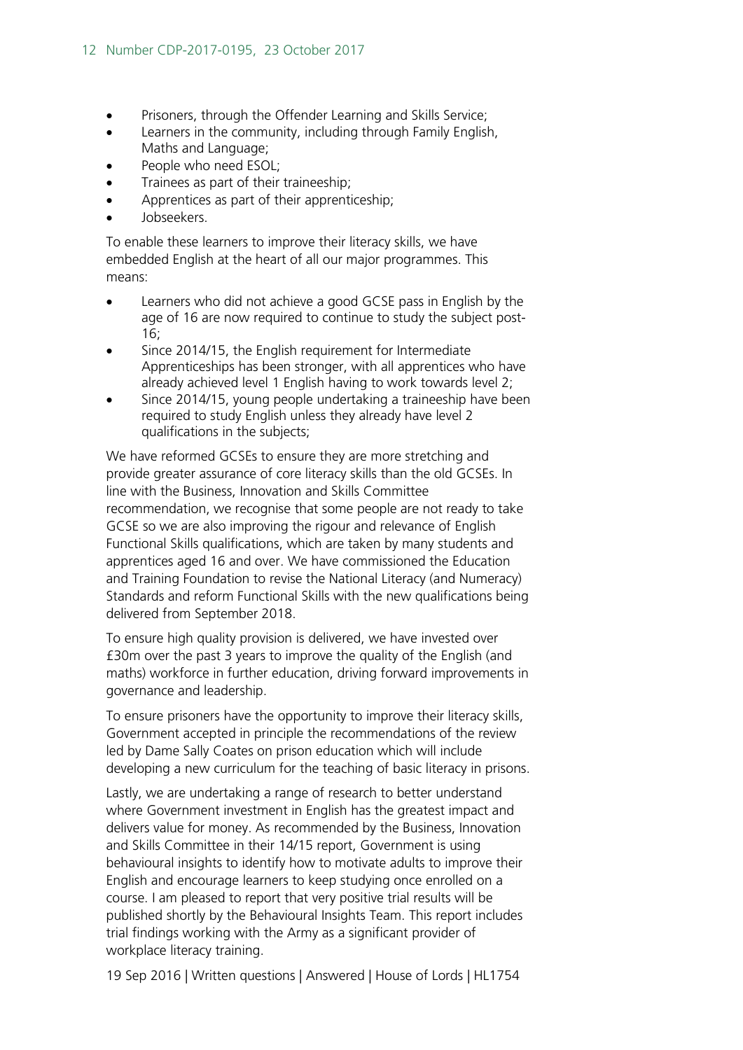- Prisoners, through the Offender Learning and Skills Service;
- Learners in the community, including through Family English, Maths and Language;
- People who need ESOL;
- Trainees as part of their traineeship;
- Apprentices as part of their apprenticeship;
- Jobseekers.

To enable these learners to improve their literacy skills, we have embedded English at the heart of all our major programmes. This means:

- Learners who did not achieve a good GCSE pass in English by the age of 16 are now required to continue to study the subject post-16;
- Since 2014/15, the English requirement for Intermediate Apprenticeships has been stronger, with all apprentices who have already achieved level 1 English having to work towards level 2;
- Since 2014/15, young people undertaking a traineeship have been required to study English unless they already have level 2 qualifications in the subjects;

We have reformed GCSEs to ensure they are more stretching and provide greater assurance of core literacy skills than the old GCSEs. In line with the Business, Innovation and Skills Committee recommendation, we recognise that some people are not ready to take GCSE so we are also improving the rigour and relevance of English Functional Skills qualifications, which are taken by many students and apprentices aged 16 and over. We have commissioned the Education and Training Foundation to revise the National Literacy (and Numeracy) Standards and reform Functional Skills with the new qualifications being delivered from September 2018.

To ensure high quality provision is delivered, we have invested over £30m over the past 3 years to improve the quality of the English (and maths) workforce in further education, driving forward improvements in governance and leadership.

To ensure prisoners have the opportunity to improve their literacy skills, Government accepted in principle the recommendations of the review led by Dame Sally Coates on prison education which will include developing a new curriculum for the teaching of basic literacy in prisons.

Lastly, we are undertaking a range of research to better understand where Government investment in English has the greatest impact and delivers value for money. As recommended by the Business, Innovation and Skills Committee in their 14/15 report, Government is using behavioural insights to identify how to motivate adults to improve their English and encourage learners to keep studying once enrolled on a course. I am pleased to report that very positive trial results will be published shortly by the Behavioural Insights Team. This report includes trial findings working with the Army as a significant provider of workplace literacy training.

19 Sep 2016 | Written questions | Answered | House of Lords | HL1754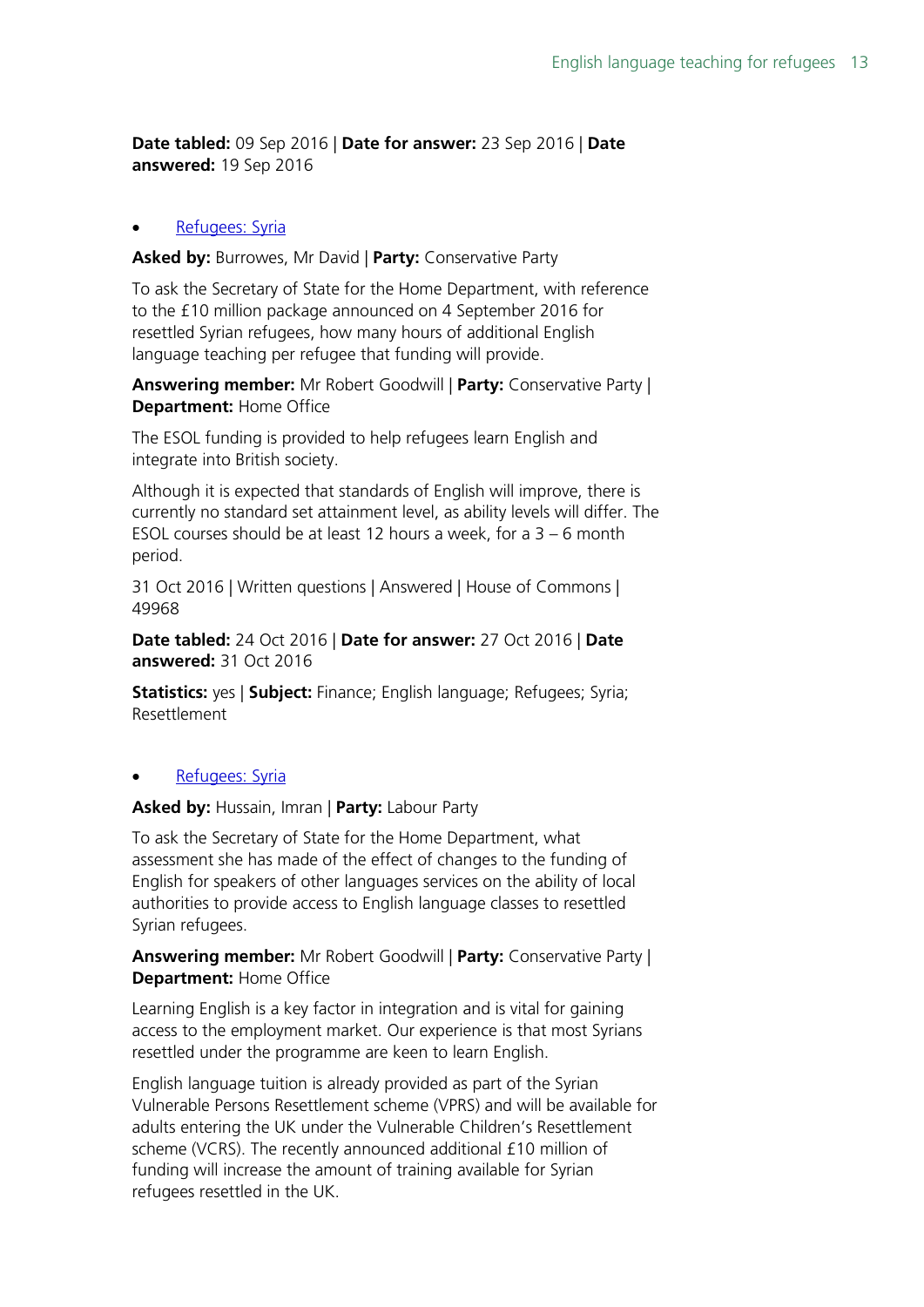**Date tabled:** 09 Sep 2016 | **Date for answer:** 23 Sep 2016 | **Date answered:** 19 Sep 2016

- Refugees: Syria

**Asked by:** Burrowes, Mr David | **Party:** Conservative Party

To ask the Secretary of State for the Home Department, with reference to the £10 million package announced on 4 September 2016 for resettled Syrian refugees, how many hours of additional English language teaching per refugee that funding will provide.

**Answering member:** Mr Robert Goodwill | **Party:** Conservative Party | **Department:** Home Office

The ESOL funding is provided to help refugees learn English and integrate into British society.

Although it is expected that standards of English will improve, there is currently no standard set attainment level, as ability levels will differ. The ESOL courses should be at least 12 hours a week, for a 3 – 6 month period.

31 Oct 2016 | Written questions | Answered | House of Commons | 49968

**Date tabled:** 24 Oct 2016 | **Date for answer:** 27 Oct 2016 | **Date answered:** 31 Oct 2016

**Statistics:** yes | **Subject:** Finance; English language; Refugees; Syria; Resettlement

- Refugees: Syria

**Asked by:** Hussain, Imran | **Party:** Labour Party

To ask the Secretary of State for the Home Department, what assessment she has made of the effect of changes to the funding of English for speakers of other languages services on the ability of local authorities to provide access to English language classes to resettled Syrian refugees.

**Answering member:** Mr Robert Goodwill | **Party:** Conservative Party | **Department:** Home Office

Learning English is a key factor in integration and is vital for gaining access to the employment market. Our experience is that most Syrians resettled under the programme are keen to learn English.

English language tuition is already provided as part of the Syrian Vulnerable Persons Resettlement scheme (VPRS) and will be available for adults entering the UK under the Vulnerable Children's Resettlement scheme (VCRS). The recently announced additional £10 million of funding will increase the amount of training available for Syrian refugees resettled in the UK.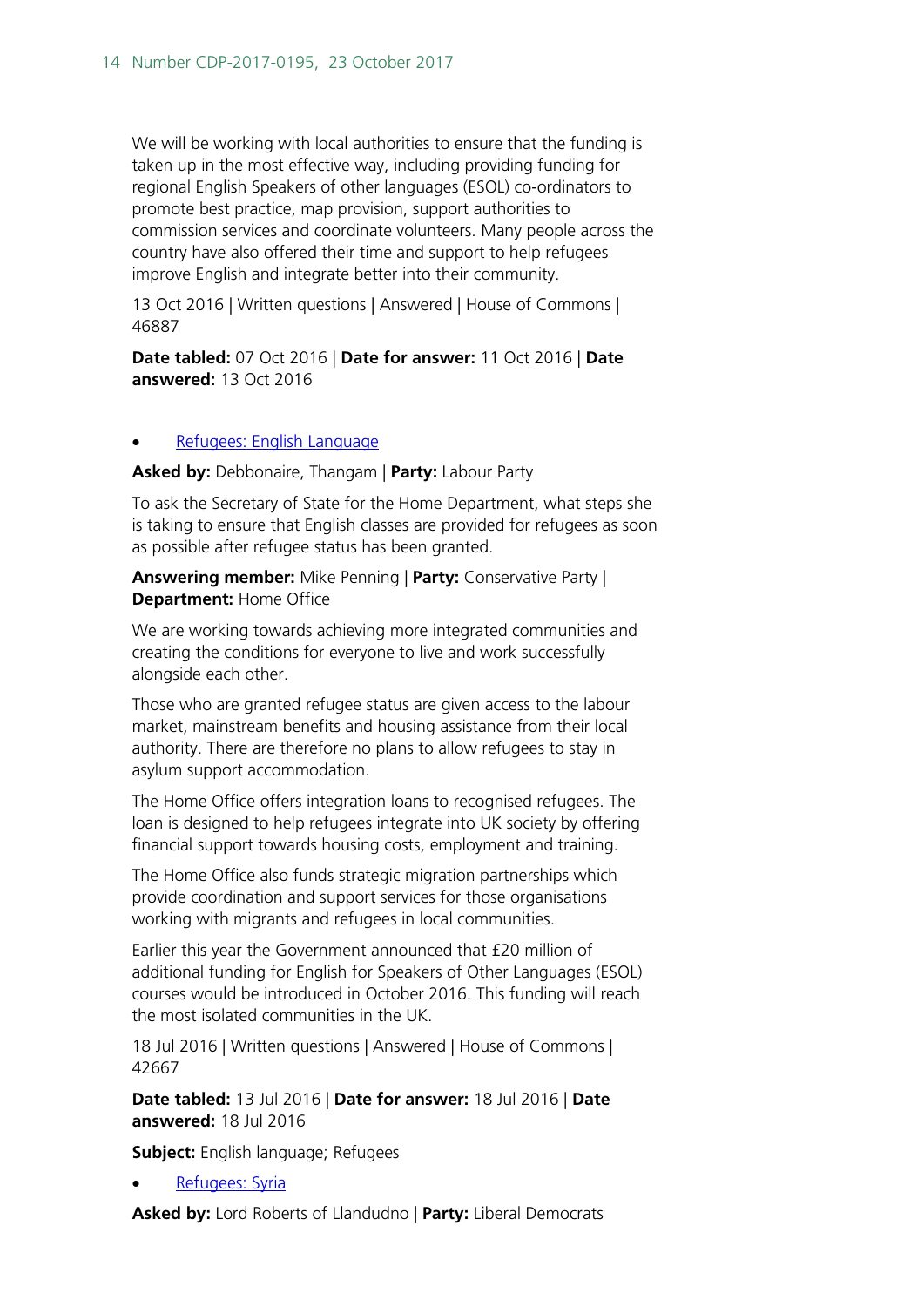We will be working with local authorities to ensure that the funding is taken up in the most effective way, including providing funding for regional English Speakers of other languages (ESOL) co-ordinators to promote best practice, map provision, support authorities to commission services and coordinate volunteers. Many people across the country have also offered their time and support to help refugees improve English and integrate better into their community.

13 Oct 2016 | Written questions | Answered | House of Commons | 46887

**Date tabled:** 07 Oct 2016 | **Date for answer:** 11 Oct 2016 | **Date answered:** 13 Oct 2016

- Refugees: English Language

**Asked by:** Debbonaire, Thangam | **Party:** Labour Party

To ask the Secretary of State for the Home Department, what steps she is taking to ensure that English classes are provided for refugees as soon as possible after refugee status has been granted.

**Answering member:** Mike Penning | **Party:** Conservative Party | **Department:** Home Office

We are working towards achieving more integrated communities and creating the conditions for everyone to live and work successfully alongside each other.

Those who are granted refugee status are given access to the labour market, mainstream benefits and housing assistance from their local authority. There are therefore no plans to allow refugees to stay in asylum support accommodation.

The Home Office offers integration loans to recognised refugees. The loan is designed to help refugees integrate into UK society by offering financial support towards housing costs, employment and training.

The Home Office also funds strategic migration partnerships which provide coordination and support services for those organisations working with migrants and refugees in local communities.

Earlier this year the Government announced that £20 million of additional funding for English for Speakers of Other Languages (ESOL) courses would be introduced in October 2016. This funding will reach the most isolated communities in the UK.

18 Jul 2016 | Written questions | Answered | House of Commons | 42667

**Date tabled:** 13 Jul 2016 | **Date for answer:** 18 Jul 2016 | **Date answered:** 18 Jul 2016

**Subject:** English language; Refugees

- Refugees: Syria

**Asked by:** Lord Roberts of Llandudno | **Party:** Liberal Democrats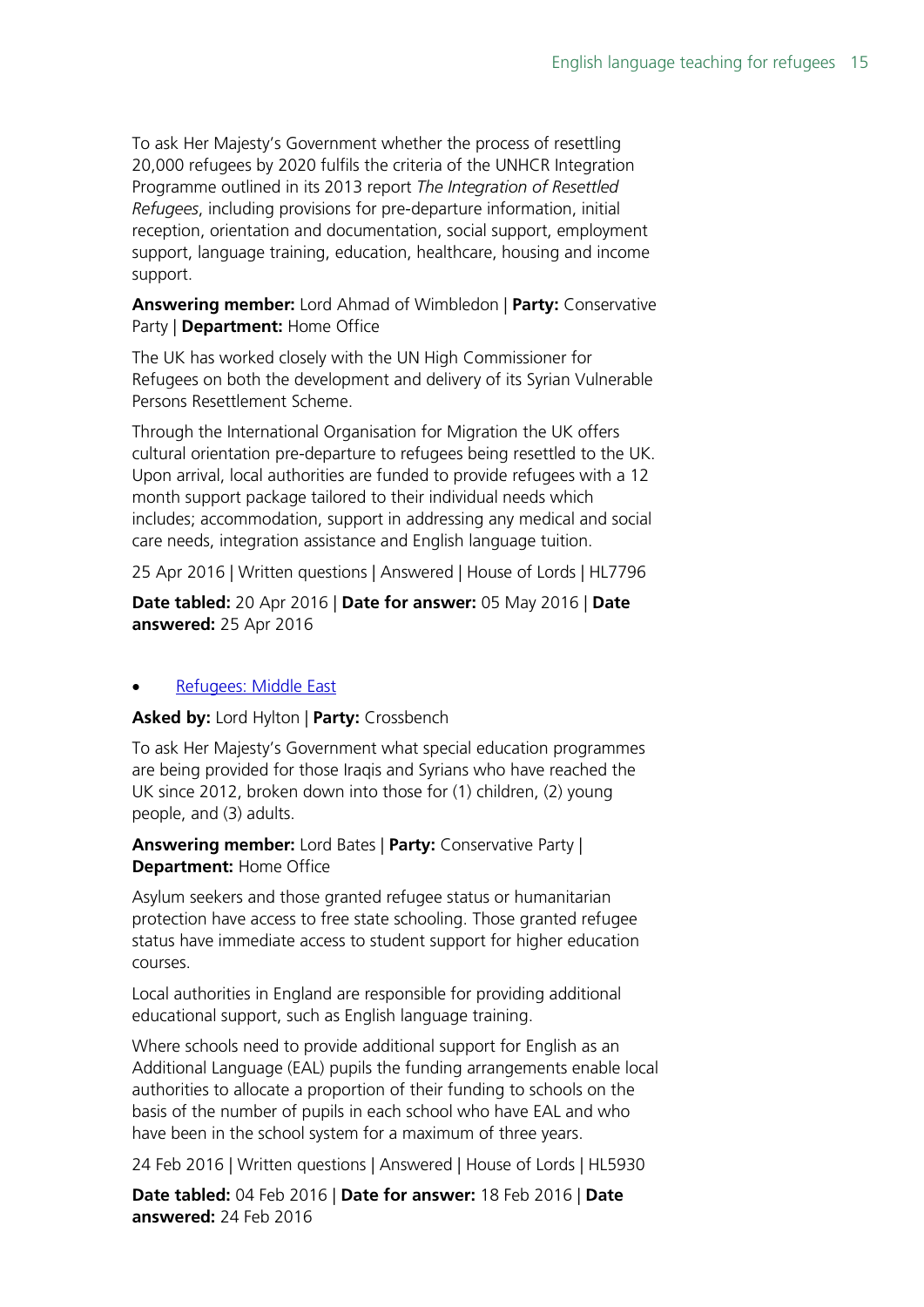To ask Her Majesty's Government whether the process of resettling 20,000 refugees by 2020 fulfils the criteria of the UNHCR Integration Programme outlined in its 2013 report *The Integration of Resettled Refugees*, including provisions for pre-departure information, initial reception, orientation and documentation, social support, employment support, language training, education, healthcare, housing and income support.

**Answering member:** Lord Ahmad of Wimbledon | **Party:** Conservative Party | **Department:** Home Office

The UK has worked closely with the UN High Commissioner for Refugees on both the development and delivery of its Syrian Vulnerable Persons Resettlement Scheme.

Through the International Organisation for Migration the UK offers cultural orientation pre-departure to refugees being resettled to the UK. Upon arrival, local authorities are funded to provide refugees with a 12 month support package tailored to their individual needs which includes; accommodation, support in addressing any medical and social care needs, integration assistance and English language tuition.

25 Apr 2016 | Written questions | Answered | House of Lords | HL7796

**Date tabled:** 20 Apr 2016 | **Date for answer:** 05 May 2016 | **Date answered:** 25 Apr 2016

- Refugees: Middle East

**Asked by:** Lord Hylton | **Party:** Crossbench

To ask Her Majesty's Government what special education programmes are being provided for those Iraqis and Syrians who have reached the UK since 2012, broken down into those for (1) children, (2) young people, and (3) adults.

**Answering member:** Lord Bates | **Party:** Conservative Party | **Department:** Home Office

Asylum seekers and those granted refugee status or humanitarian protection have access to free state schooling. Those granted refugee status have immediate access to student support for higher education courses.

Local authorities in England are responsible for providing additional educational support, such as English language training.

Where schools need to provide additional support for English as an Additional Language (EAL) pupils the funding arrangements enable local authorities to allocate a proportion of their funding to schools on the basis of the number of pupils in each school who have EAL and who have been in the school system for a maximum of three years.

24 Feb 2016 | Written questions | Answered | House of Lords | HL5930

**Date tabled:** 04 Feb 2016 | **Date for answer:** 18 Feb 2016 | **Date answered:** 24 Feb 2016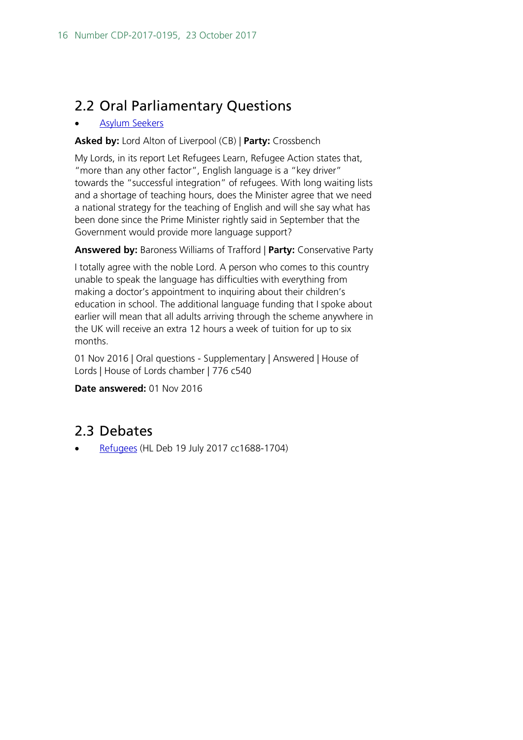## 2.2 Oral Parliamentary Questions

- Asylum Seekers

**Asked by:** Lord Alton of Liverpool (CB) | **Party:** Crossbench

My Lords, in its report Let Refugees Learn, Refugee Action states that, "more than any other factor", English language is a "key driver" towards the "successful integration" of refugees. With long waiting lists and a shortage of teaching hours, does the Minister agree that we need a national strategy for the teaching of English and will she say what has been done since the Prime Minister rightly said in September that the Government would provide more language support?

**Answered by:** Baroness Williams of Trafford | **Party:** Conservative Party

I totally agree with the noble Lord. A person who comes to this country unable to speak the language has difficulties with everything from making a doctor's appointment to inquiring about their children's education in school. The additional language funding that I spoke about earlier will mean that all adults arriving through the scheme anywhere in the UK will receive an extra 12 hours a week of tuition for up to six months.

01 Nov 2016 | Oral questions - Supplementary | Answered | House of Lords | House of Lords chamber | 776 c540

**Date answered:** 01 Nov 2016

## 2.3 Debates

- Refugees (HL Deb 19 July 2017 cc1688-1704)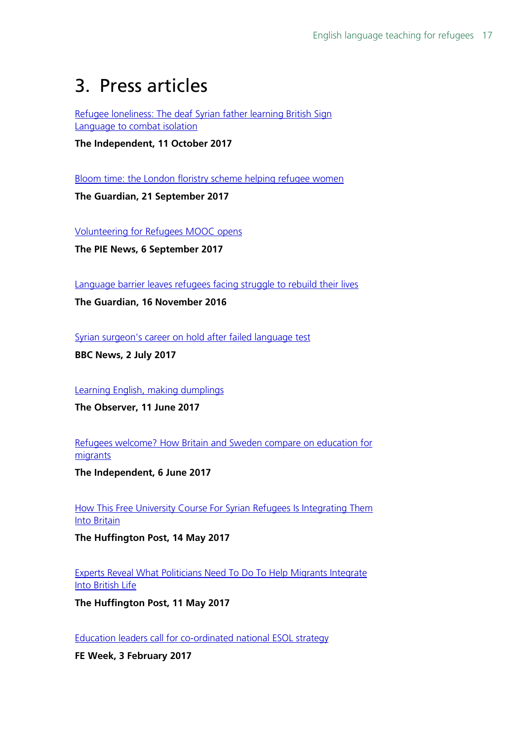# 3. Press articles

Refugee loneliness: The deaf Syrian father learning British Sign Language to combat isolation

**The Independent, 11 October 2017**

Bloom time: the London floristry scheme helping refugee women

**The Guardian, 21 September 2017**

Volunteering for Refugees MOOC opens

**The PIE News, 6 September 2017**

Language barrier leaves refugees facing struggle to rebuild their lives

**The Guardian, 16 November 2016**

Syrian surgeon's career on hold after failed language test

**BBC News, 2 July 2017**

Learning English, making dumplings

**The Observer, 11 June 2017**

Refugees welcome? How Britain and Sweden compare on education for migrants

**The Independent, 6 June 2017**

How This Free University Course For Syrian Refugees Is Integrating Them Into Britain

**The Huffington Post, 14 May 2017**

Experts Reveal What Politicians Need To Do To Help Migrants Integrate Into British Life

**The Huffington Post, 11 May 2017**

Education leaders call for co-ordinated national ESOL strategy

**FE Week, 3 February 2017**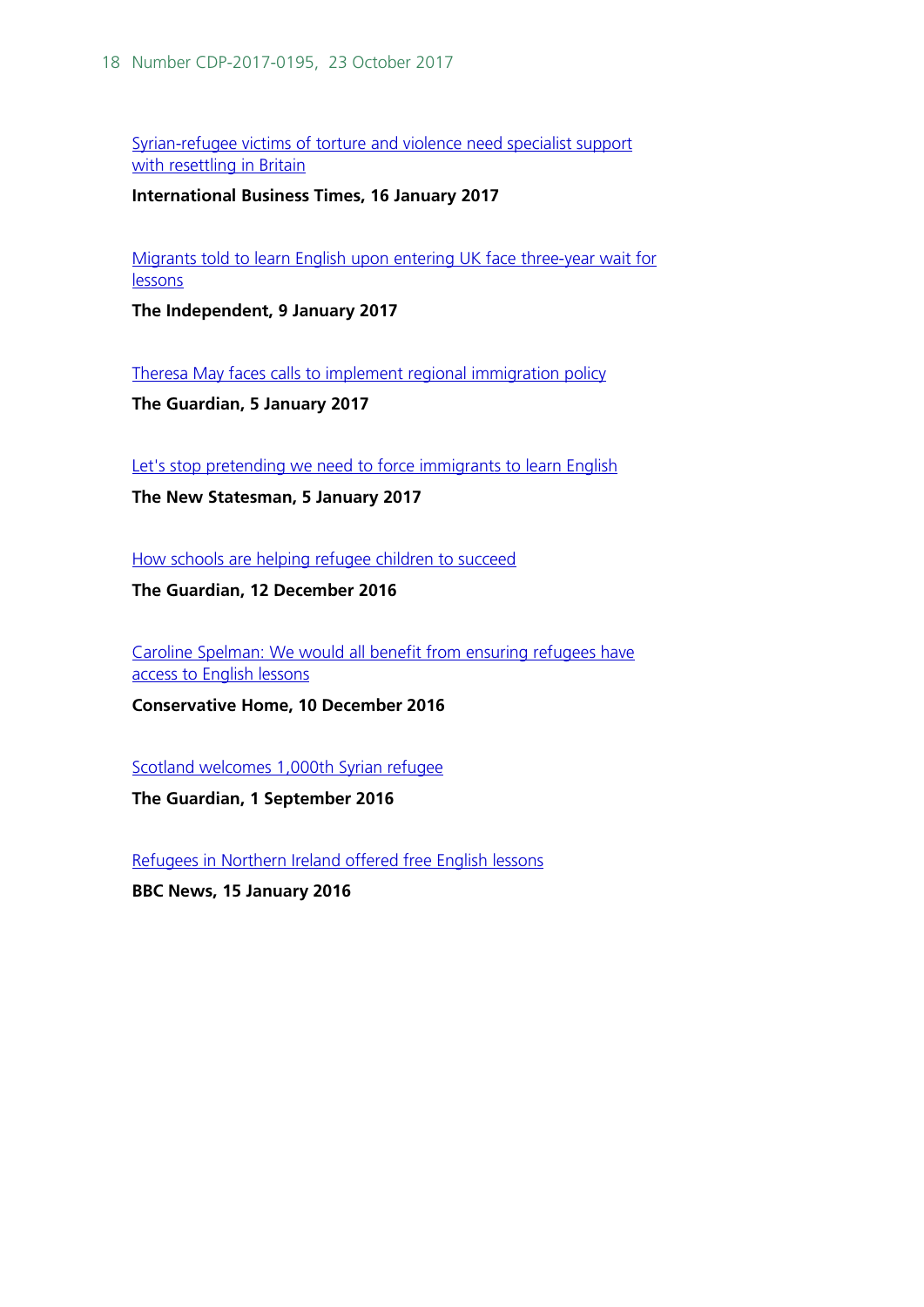Syrian-refugee victims of torture and violence need specialist support with resettling in Britain

**International Business Times, 16 January 2017**

Migrants told to learn English upon entering UK face three-year wait for lessons

**The Independent, 9 January 2017**

Theresa May faces calls to implement regional immigration policy

**The Guardian, 5 January 2017**

Let's stop pretending we need to force immigrants to learn English

**The New Statesman, 5 January 2017**

How schools are helping refugee children to succeed

**The Guardian, 12 December 2016**

Caroline Spelman: We would all benefit from ensuring refugees have access to English lessons

**Conservative Home, 10 December 2016**

Scotland welcomes 1,000th Syrian refugee

**The Guardian, 1 September 2016**

Refugees in Northern Ireland offered free English lessons

**BBC News, 15 January 2016**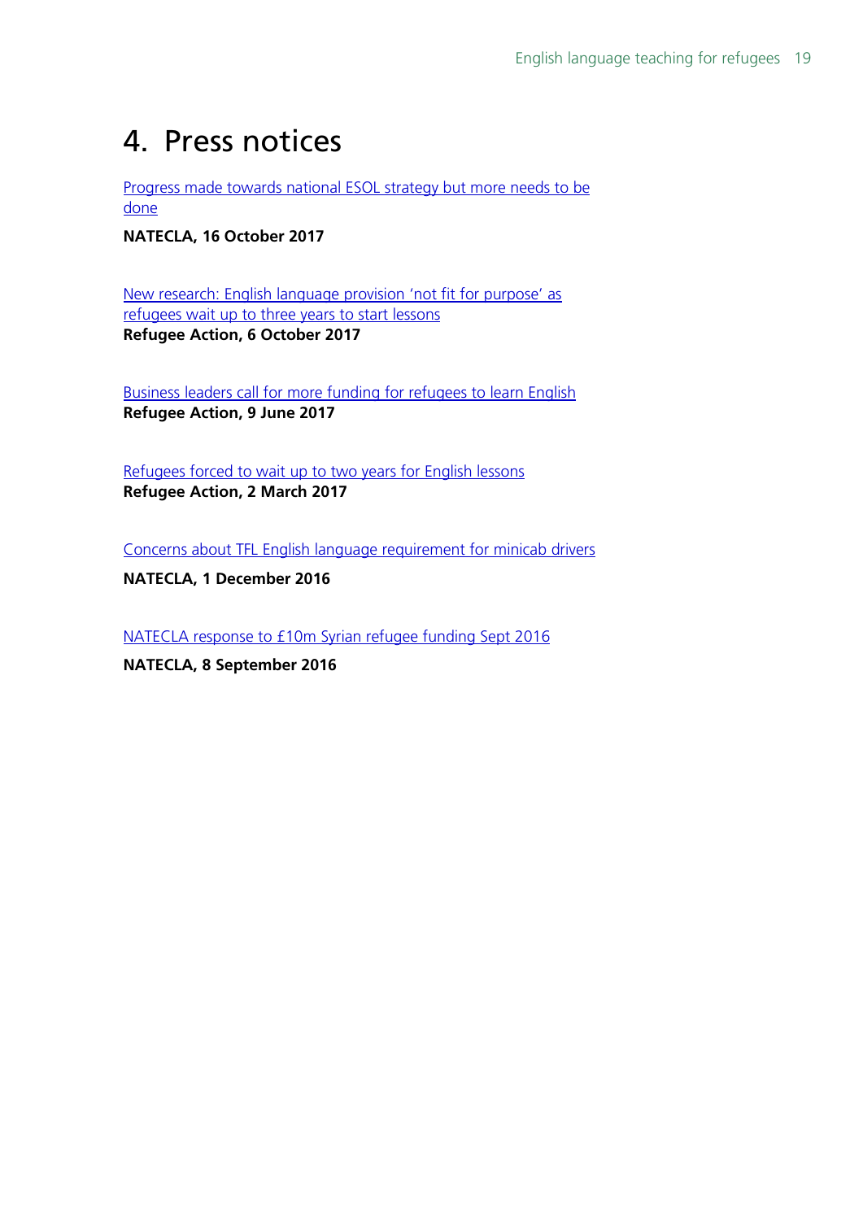# 4. Press notices

Progress made towards national ESOL strategy but more needs to be done

**NATECLA, 16 October 2017**

New research: English language provision 'not fit for purpose' as refugees wait up to three years to start lessons
**Refugee Action, 6 October 2017**

Business leaders call for more funding for refugees to learn English
**Refugee Action, 9 June 2017**

Refugees forced to wait up to two years for English lessons
**Refugee Action, 2 March 2017**

Concerns about TFL English language requirement for minicab drivers

**NATECLA, 1 December 2016**

NATECLA response to £10m Syrian refugee funding Sept 2016

**NATECLA, 8 September 2016**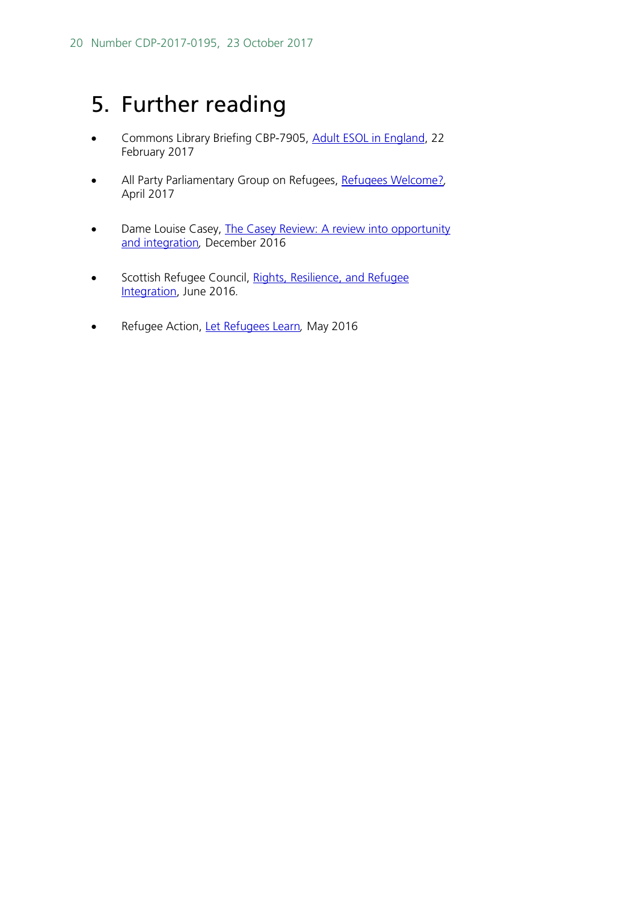# 5. Further reading

- Commons Library Briefing CBP-7905, Adult ESOL in England, 22 February 2017
- All Party Parliamentary Group on Refugees, Refugees Welcome?, April 2017
- Dame Louise Casey, The Casey Review: A review into opportunity and integration, December 2016
- Scottish Refugee Council, Rights, Resilience, and Refugee Integration, June 2016.
- Refugee Action, Let Refugees Learn, May 2016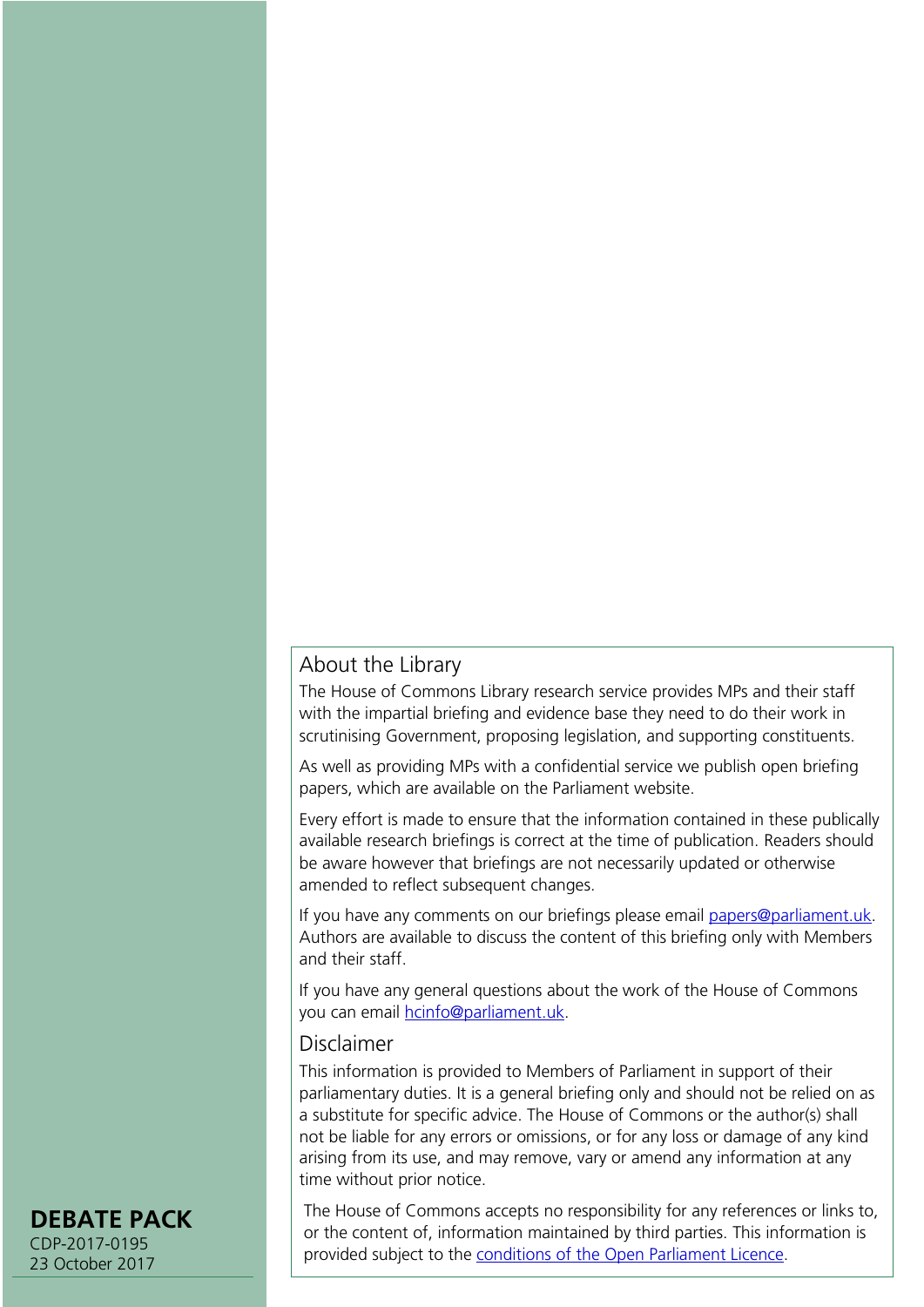## About the Library

The House of Commons Library research service provides MPs and their staff with the impartial briefing and evidence base they need to do their work in scrutinising Government, proposing legislation, and supporting constituents.

As well as providing MPs with a confidential service we publish open briefing papers, which are available on the Parliament website.

Every effort is made to ensure that the information contained in these publically available research briefings is correct at the time of publication. Readers should be aware however that briefings are not necessarily updated or otherwise amended to reflect subsequent changes.

If you have any comments on our briefings please email papers@parliament.uk. Authors are available to discuss the content of this briefing only with Members and their staff.

If you have any general questions about the work of the House of Commons you can email hcinfo@parliament.uk.

## Disclaimer

This information is provided to Members of Parliament in support of their parliamentary duties. It is a general briefing only and should not be relied on as a substitute for specific advice. The House of Commons or the author(s) shall not be liable for any errors or omissions, or for any loss or damage of any kind arising from its use, and may remove, vary or amend any information at any time without prior notice.

The House of Commons accepts no responsibility for any references or links to, or the content of, information maintained by third parties. This information is provided subject to the conditions of the Open Parliament Licence.

**DEBATE PACK**
CDP-2017-0195
23 October 2017